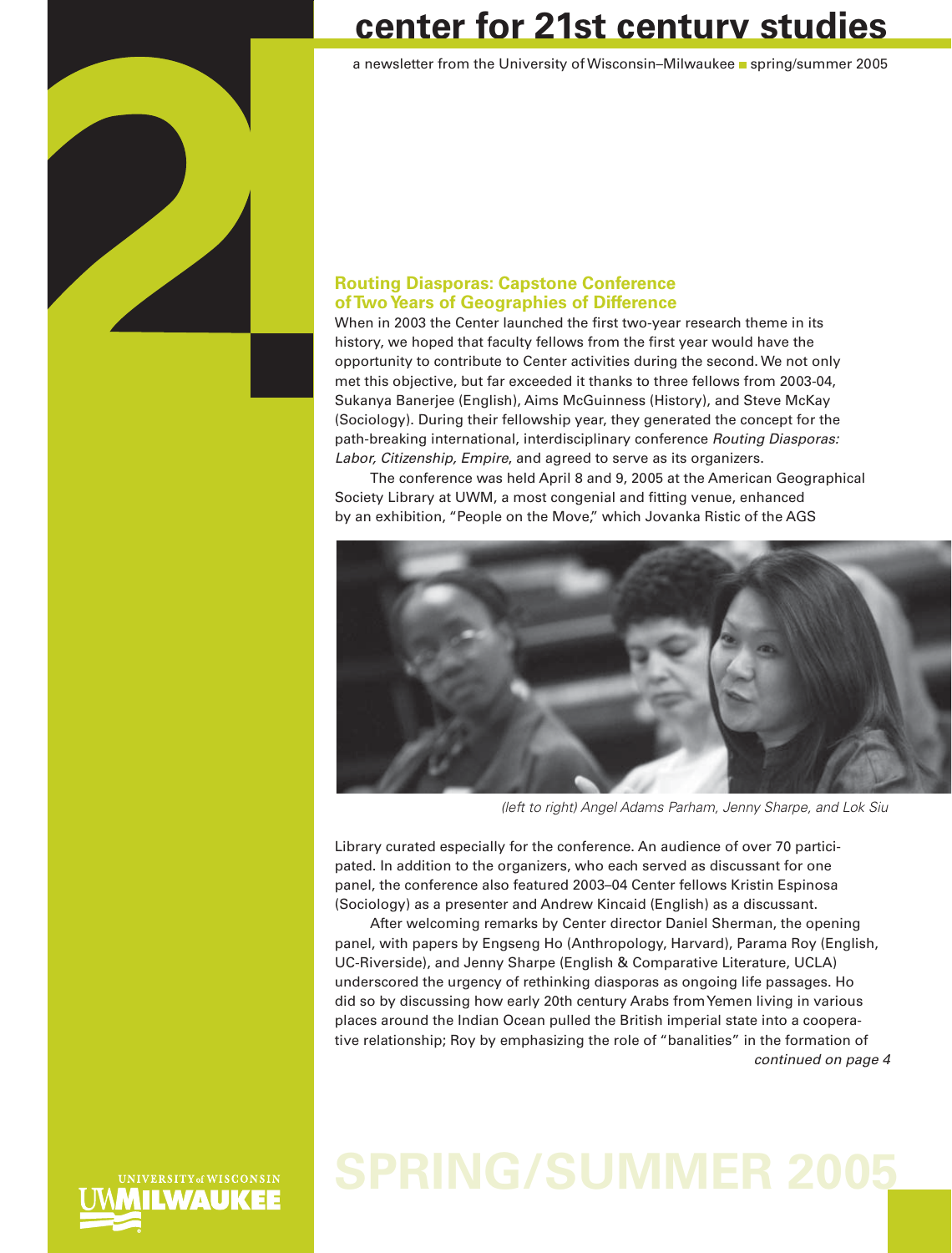# center for 21st century studies

a newsletter from the University of Wisconsin–Milwaukee ■ spring/summer 2005

## Routing Diasporas: Capstone Conference of Two Years of Geographies of Difference

When in 2003 the Center launched the first two-year research theme in its history, we hoped that faculty fellows from the first year would have the opportunity to contribute to Center activities during the second. We not only met this objective, but far exceeded it thanks to three fellows from 2003-04, Sukanya Banerjee (English), Aims McGuinness (History), and Steve McKay (Sociology). During their fellowship year, they generated the concept for the path-breaking international, interdisciplinary conference *Routing Diasporas: Labor, Citizenship, Empire*, and agreed to serve as its organizers.

The conference was held April 8 and 9, 2005 at the American Geographical Society Library at UWM, a most congenial and fitting venue, enhanced by an exhibition, "People on the Move," which Jovanka Ristic of the AGS Library curated especially for the conference. An audience of over 70 participated. In addition to the organizers, who each served as discussant for one panel, the conference also featured 2003–04 Center fellows Kristin Espinosa (Sociology) as a presenter and Andrew Kincaid (English) as a discussant.

*(left to right) Angel Adams Parham, Jenny Sharpe, and Lok Siu*

After welcoming remarks by Center director Daniel Sherman, the opening panel, with papers by Engseng Ho (Anthropology, Harvard), Parama Roy (English, UC-Riverside), and Jenny Sharpe (English & Comparative Literature, UCLA) underscored the urgency of rethinking diasporas as ongoing life passages. Ho did so by discussing how early 20th century Arabs from Yemen living in various places around the Indian Ocean pulled the British imperial state into a cooperative relationship; Roy by emphasizing the role of "banalities" in the formation of

*continued on page 4*

SPRING/SUMMER 2005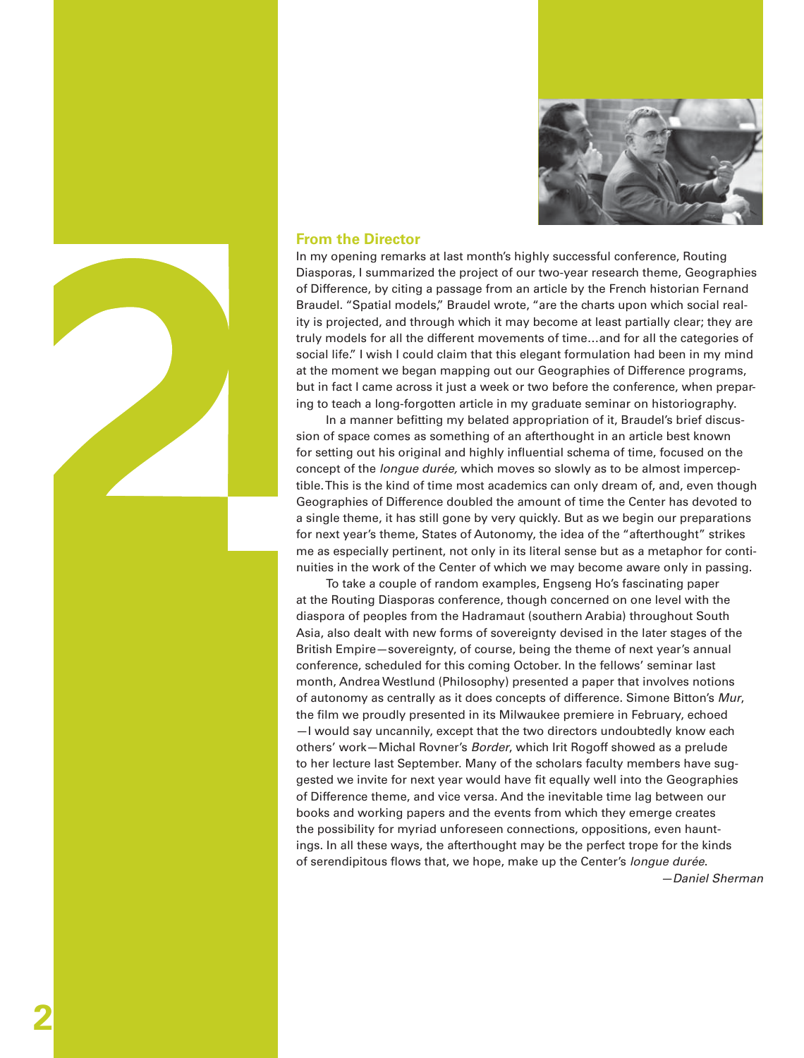## From the Director

In my opening remarks at last month's highly successful conference, Routing Diasporas, I summarized the project of our two-year research theme, Geographies of Difference, by citing a passage from an article by the French historian Fernand Braudel. "Spatial models," Braudel wrote, "are the charts upon which social reality is projected, and through which it may become at least partially clear; they are truly models for all the different movements of time…and for all the categories of social life." I wish I could claim that this elegant formulation had been in my mind at the moment we began mapping out our Geographies of Difference programs, but in fact I came across it just a week or two before the conference, when preparing to teach a long-forgotten article in my graduate seminar on historiography.

In a manner befitting my belated appropriation of it, Braudel's brief discussion of space comes as something of an afterthought in an article best known for setting out his original and highly influential schema of time, focused on the concept of the *longue durée,* which moves so slowly as to be almost imperceptible. This is the kind of time most academics can only dream of, and, even though Geographies of Difference doubled the amount of time the Center has devoted to a single theme, it has still gone by very quickly. But as we begin our preparations for next year's theme, States of Autonomy, the idea of the "afterthought" strikes me as especially pertinent, not only in its literal sense but as a metaphor for continuities in the work of the Center of which we may become aware only in passing.

To take a couple of random examples, Engseng Ho's fascinating paper at the Routing Diasporas conference, though concerned on one level with the diaspora of peoples from the Hadramaut (southern Arabia) throughout South Asia, also dealt with new forms of sovereignty devised in the later stages of the British Empire—sovereignty, of course, being the theme of next year's annual conference, scheduled for this coming October. In the fellows' seminar last month, Andrea Westlund (Philosophy) presented a paper that involves notions of autonomy as centrally as it does concepts of difference. Simone Bitton's *Mur*, the film we proudly presented in its Milwaukee premiere in February, echoed —I would say uncannily, except that the two directors undoubtedly know each others' work—Michal Rovner's *Border*, which Irit Rogoff showed as a prelude to her lecture last September. Many of the scholars faculty members have suggested we invite for next year would have fit equally well into the Geographies of Difference theme, and vice versa. And the inevitable time lag between our books and working papers and the events from which they emerge creates the possibility for myriad unforeseen connections, oppositions, even hauntings. In all these ways, the afterthought may be the perfect trope for the kinds of serendipitous flows that, we hope, make up the Center's *longue durée*.

—*Daniel Sherman*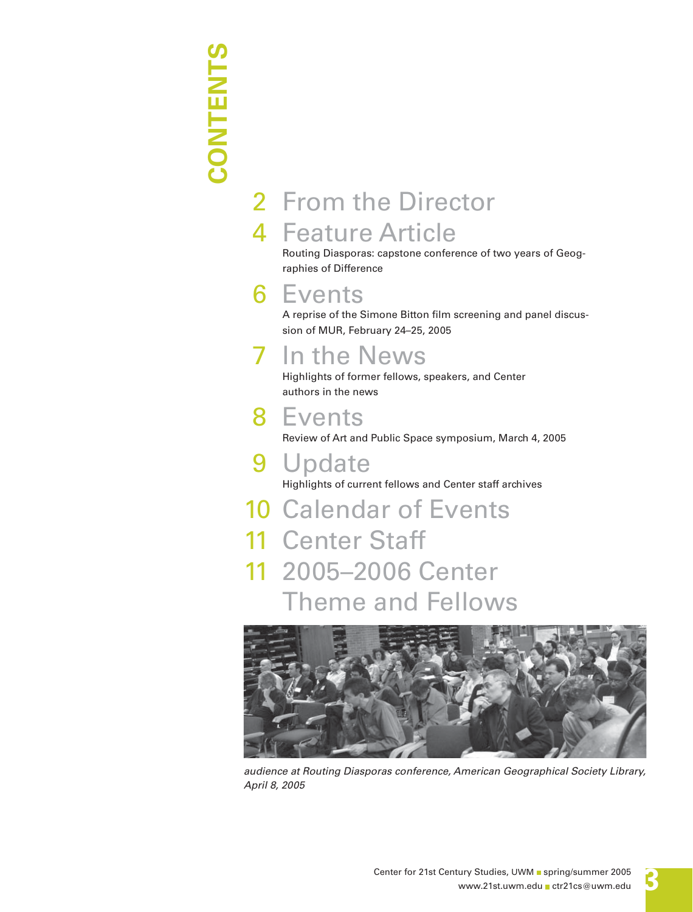# CONTENTS

## 2 From the Director

## 4 Feature Article

Routing Diasporas: capstone conference of two years of Geographies of Difference

## 6 Events

A reprise of the Simone Bitton film screening and panel discussion of MUR, February 24–25, 2005

## 7 In the News

Highlights of former fellows, speakers, and Center authors in the news

## 8 Events

Review of Art and Public Space symposium, March 4, 2005

## 9 Update

Highlights of current fellows and Center staff archives

## 10 Calendar of Events

## 11 Center Staff

## 11 2005–2006 Center Theme and Fellows

*audience at Routing Diasporas conference, American Geographical Society Library, April 8, 2005*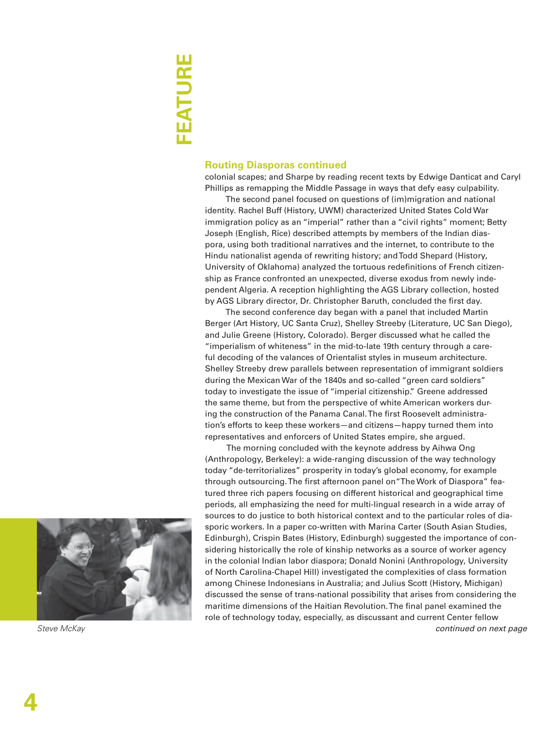FEATURE

## Routing Diasporas continued

colonial scapes; and Sharpe by reading recent texts by Edwige Danticat and Caryl Phillips as remapping the Middle Passage in ways that defy easy culpability.

The second panel focused on questions of (im)migration and national identity. Rachel Buff (History, UWM) characterized United States Cold War immigration policy as an "imperial" rather than a "civil rights" moment; Betty Joseph (English, Rice) described attempts by members of the Indian diaspora, using both traditional narratives and the internet, to contribute to the Hindu nationalist agenda of rewriting history; and Todd Shepard (History, University of Oklahoma) analyzed the tortuous redefinitions of French citizenship as France confronted an unexpected, diverse exodus from newly independent Algeria. A reception highlighting the AGS Library collection, hosted by AGS Library director, Dr. Christopher Baruth, concluded the first day.

The second conference day began with a panel that included Martin Berger (Art History, UC Santa Cruz), Shelley Streeby (Literature, UC San Diego), and Julie Greene (History, Colorado). Berger discussed what he called the "imperialism of whiteness" in the mid-to-late 19th century through a careful decoding of the valances of Orientalist styles in museum architecture. Shelley Streeby drew parallels between representation of immigrant soldiers during the Mexican War of the 1840s and so-called "green card soldiers" today to investigate the issue of "imperial citizenship." Greene addressed the same theme, but from the perspective of white American workers during the construction of the Panama Canal. The first Roosevelt administration's efforts to keep these workers—and citizens—happy turned them into representatives and enforcers of United States empire, she argued.

The morning concluded with the keynote address by Aihwa Ong (Anthropology, Berkeley): a wide-ranging discussion of the way technology today "de-territorializes" prosperity in today's global economy, for example through outsourcing. The first afternoon panel on "The Work of Diaspora" featured three rich papers focusing on different historical and geographical time periods, all emphasizing the need for multi-lingual research in a wide array of sources to do justice to both historical context and to the particular roles of diasporic workers. In a paper co-written with Marina Carter (South Asian Studies, Edinburgh), Crispin Bates (History, Edinburgh) suggested the importance of considering historically the role of kinship networks as a source of worker agency in the colonial Indian labor diaspora; Donald Nonini (Anthropology, University of North Carolina-Chapel Hill) investigated the complexities of class formation among Chinese Indonesians in Australia; and Julius Scott (History, Michigan) discussed the sense of trans-national possibility that arises from considering the maritime dimensions of the Haitian Revolution. The final panel examined the role of technology today, especially, as discussant and current Center fellow

*continued on next page*

*Steve McKay*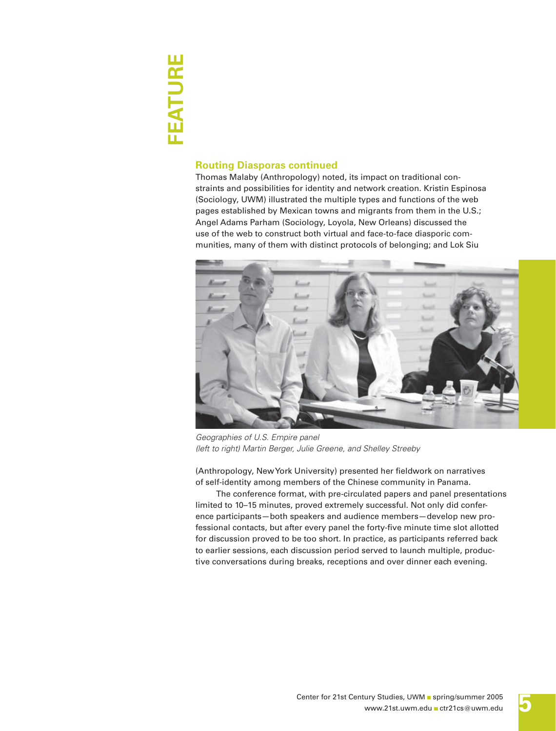### Routing Diasporas continued

Thomas Malaby (Anthropology) noted, its impact on traditional constraints and possibilities for identity and network creation. Kristin Espinosa (Sociology, UWM) illustrated the multiple types and functions of the web pages established by Mexican towns and migrants from them in the U.S.; Angel Adams Parham (Sociology, Loyola, New Orleans) discussed the use of the web to construct both virtual and face-to-face diasporic communities, many of them with distinct protocols of belonging; and Lok Siu (Anthropology, New York University) presented her fieldwork on narratives of self-identity among members of the Chinese community in Panama.

*Geographies of U.S. Empire panel*
*(left to right) Martin Berger, Julie Greene, and Shelley Streeby*

The conference format, with pre-circulated papers and panel presentations limited to 10–15 minutes, proved extremely successful. Not only did conference participants—both speakers and audience members—develop new professional contacts, but after every panel the forty-five minute time slot allotted for discussion proved to be too short. In practice, as participants referred back to earlier sessions, each discussion period served to launch multiple, productive conversations during breaks, receptions and over dinner each evening.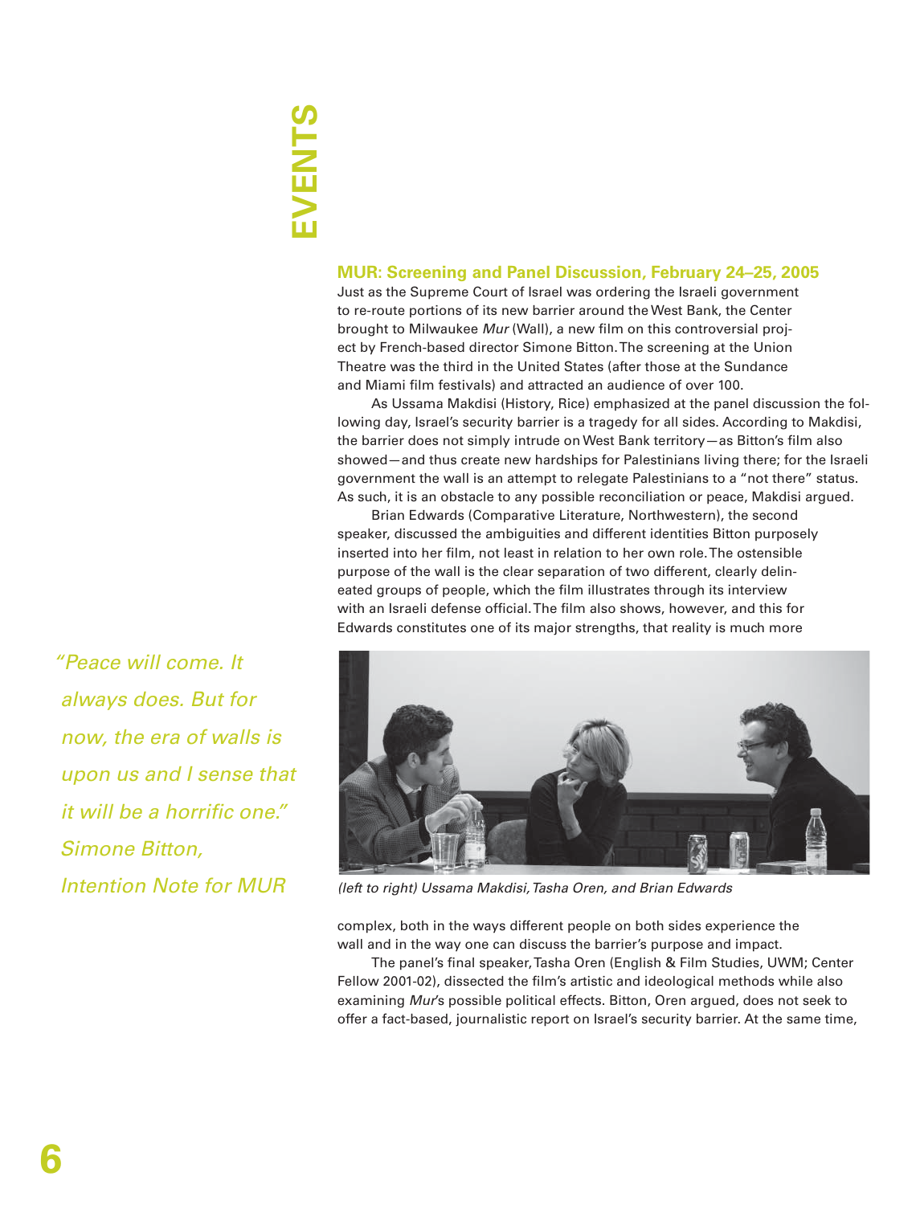# EVENTS

## MUR: Screening and Panel Discussion, February 24–25, 2005

Just as the Supreme Court of Israel was ordering the Israeli government to re-route portions of its new barrier around the West Bank, the Center brought to Milwaukee *Mur* (Wall), a new film on this controversial project by French-based director Simone Bitton. The screening at the Union Theatre was the third in the United States (after those at the Sundance and Miami film festivals) and attracted an audience of over 100.

As Ussama Makdisi (History, Rice) emphasized at the panel discussion the following day, Israel's security barrier is a tragedy for all sides. According to Makdisi, the barrier does not simply intrude on West Bank territory—as Bitton's film also showed—and thus create new hardships for Palestinians living there; for the Israeli government the wall is an attempt to relegate Palestinians to a "not there" status. As such, it is an obstacle to any possible reconciliation or peace, Makdisi argued.

Brian Edwards (Comparative Literature, Northwestern), the second speaker, discussed the ambiguities and different identities Bitton purposely inserted into her film, not least in relation to her own role. The ostensible purpose of the wall is the clear separation of two different, clearly delineated groups of people, which the film illustrates through its interview with an Israeli defense official. The film also shows, however, and this for Edwards constitutes one of its major strengths, that reality is much more complex, both in the ways different people on both sides experience the wall and in the way one can discuss the barrier's purpose and impact.

*"Peace will come. It always does. But for now, the era of walls is upon us and I sense that it will be a horrific one." Simone Bitton, Intention Note for MUR*

*(left to right) Ussama Makdisi, Tasha Oren, and Brian Edwards*

The panel's final speaker, Tasha Oren (English & Film Studies, UWM; Center Fellow 2001-02), dissected the film's artistic and ideological methods while also examining *Mur*'s possible political effects. Bitton, Oren argued, does not seek to offer a fact-based, journalistic report on Israel's security barrier. At the same time,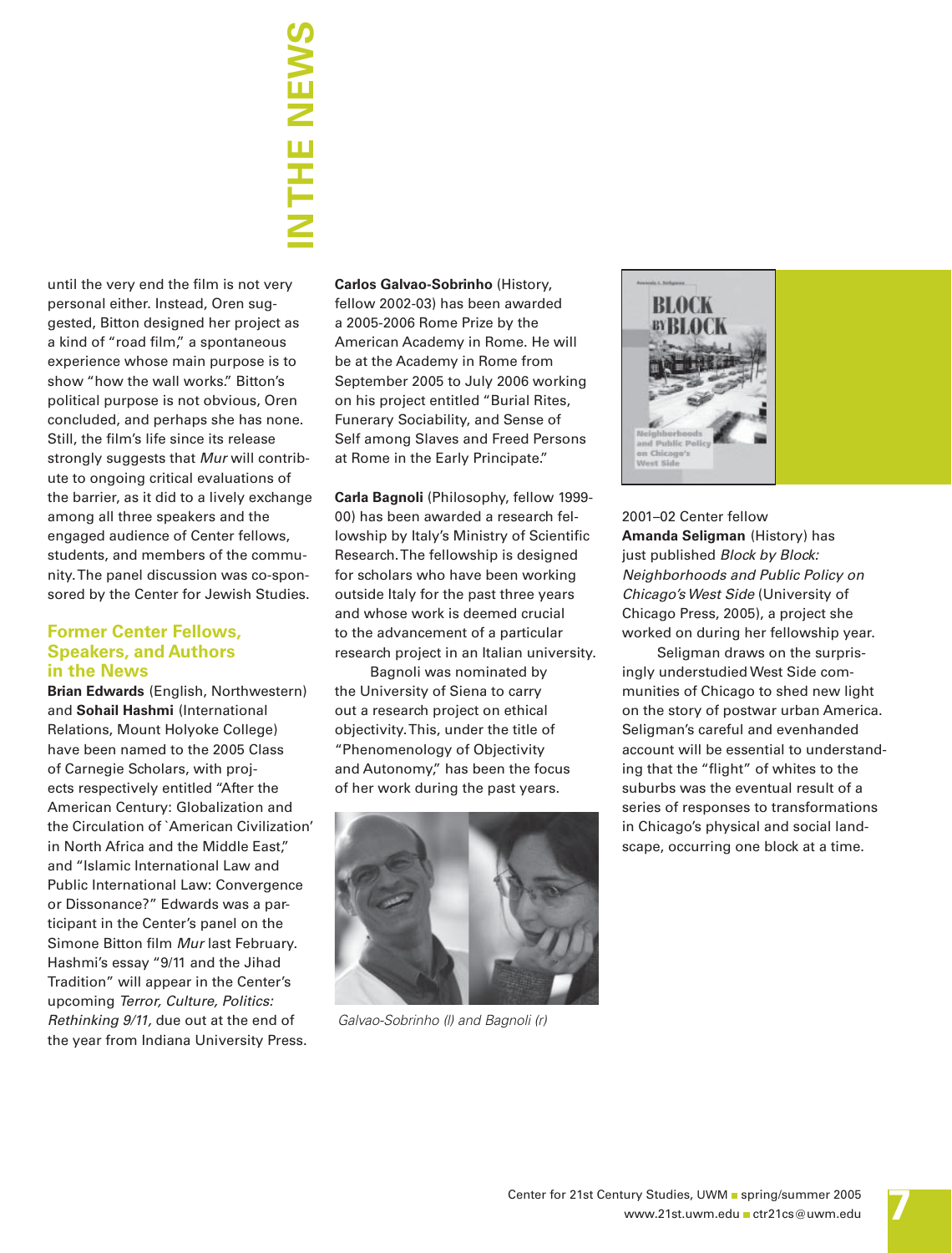# IN THE NEWS

until the very end the film is not very personal either. Instead, Oren suggested, Bitton designed her project as a kind of "road film," a spontaneous experience whose main purpose is to show "how the wall works." Bitton's political purpose is not obvious, Oren concluded, and perhaps she has none. Still, the film's life since its release strongly suggests that *Mur* will contribute to ongoing critical evaluations of the barrier, as it did to a lively exchange among all three speakers and the engaged audience of Center fellows, students, and members of the community. The panel discussion was co-sponsored by the Center for Jewish Studies.

## Former Center Fellows, Speakers, and Authors in the News

**Brian Edwards** (English, Northwestern) and **Sohail Hashmi** (International Relations, Mount Holyoke College) have been named to the 2005 Class of Carnegie Scholars, with projects respectively entitled "After the American Century: Globalization and the Circulation of `American Civilization' in North Africa and the Middle East," and "Islamic International Law and Public International Law: Convergence or Dissonance?" Edwards was a participant in the Center's panel on the Simone Bitton film *Mur* last February. Hashmi's essay "9/11 and the Jihad Tradition" will appear in the Center's upcoming *Terror, Culture, Politics: Rethinking 9/11,* due out at the end of the year from Indiana University Press.

**Carlos Galvao-Sobrinho** (History, fellow 2002-03) has been awarded a 2005-2006 Rome Prize by the American Academy in Rome. He will be at the Academy in Rome from September 2005 to July 2006 working on his project entitled "Burial Rites, Funerary Sociability, and Sense of Self among Slaves and Freed Persons at Rome in the Early Principate."

**Carla Bagnoli** (Philosophy, fellow 1999-00) has been awarded a research fellowship by Italy's Ministry of Scientific Research. The fellowship is designed for scholars who have been working outside Italy for the past three years and whose work is deemed crucial to the advancement of a particular research project in an Italian university.

Bagnoli was nominated by the University of Siena to carry out a research project on ethical objectivity. This, under the title of "Phenomenology of Objectivity and Autonomy," has been the focus of her work during the past years.

*Galvao-Sobrinho (l) and Bagnoli (r)*

2001–02 Center fellow **Amanda Seligman** (History) has just published *Block by Block: Neighborhoods and Public Policy on Chicago's West Side* (University of Chicago Press, 2005), a project she worked on during her fellowship year.

Seligman draws on the surprisingly understudied West Side communities of Chicago to shed new light on the story of postwar urban America. Seligman's careful and evenhanded account will be essential to understanding that the "flight" of whites to the suburbs was the eventual result of a series of responses to transformations in Chicago's physical and social landscape, occurring one block at a time.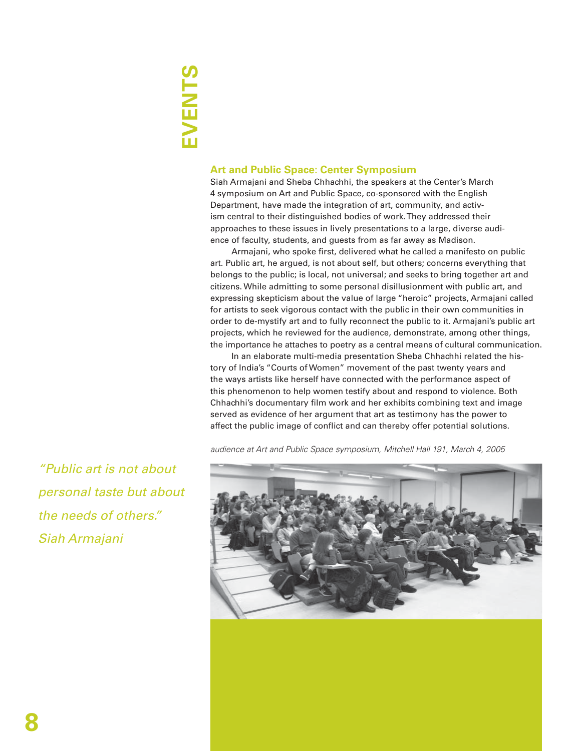# EVENTS

## Art and Public Space: Center Symposium

Siah Armajani and Sheba Chhachhi, the speakers at the Center's March 4 symposium on Art and Public Space, co-sponsored with the English Department, have made the integration of art, community, and activism central to their distinguished bodies of work. They addressed their approaches to these issues in lively presentations to a large, diverse audience of faculty, students, and guests from as far away as Madison.

Armajani, who spoke first, delivered what he called a manifesto on public art. Public art, he argued, is not about self, but others; concerns everything that belongs to the public; is local, not universal; and seeks to bring together art and citizens. While admitting to some personal disillusionment with public art, and expressing skepticism about the value of large "heroic" projects, Armajani called for artists to seek vigorous contact with the public in their own communities in order to de-mystify art and to fully reconnect the public to it. Armajani's public art projects, which he reviewed for the audience, demonstrate, among other things, the importance he attaches to poetry as a central means of cultural communication.

In an elaborate multi-media presentation Sheba Chhachhi related the history of India's "Courts of Women" movement of the past twenty years and the ways artists like herself have connected with the performance aspect of this phenomenon to help women testify about and respond to violence. Both Chhachhi's documentary film work and her exhibits combining text and image served as evidence of her argument that art as testimony has the power to affect the public image of conflict and can thereby offer potential solutions.

*audience at Art and Public Space symposium, Mitchell Hall 191, March 4, 2005*

*"Public art is not about personal taste but about the needs of others." Siah Armajani*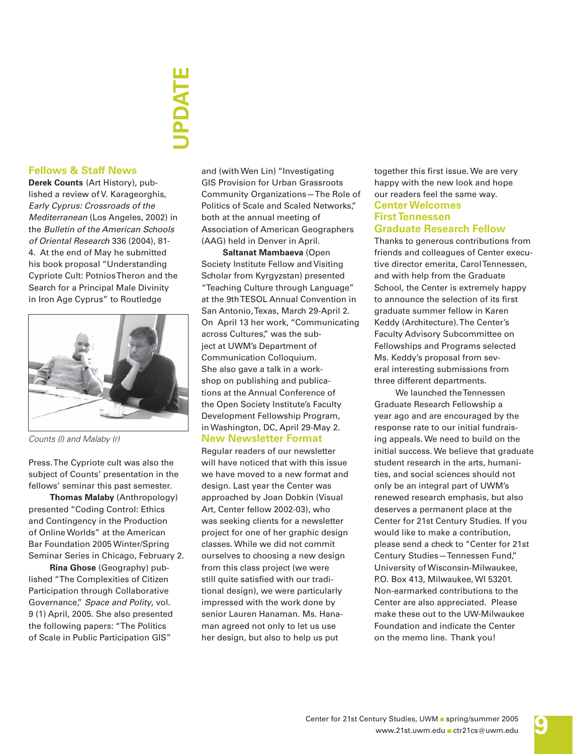# UPDATE

## Fellows & Staff News

**Derek Counts** (Art History), published a review of V. Karageorghis, *Early Cyprus: Crossroads of the Mediterranean* (Los Angeles, 2002) in the *Bulletin of the American Schools of Oriental Research* 336 (2004), 81-4. At the end of May he submitted his book proposal "Understanding Cypriote Cult: Potnios Theron and the Search for a Principal Male Divinity in Iron Age Cyprus" to Routledge Press. The Cypriote cult was also the subject of Counts' presentation in the fellows' seminar this past semester.

*Counts (l) and Malaby (r)*

**Thomas Malaby** (Anthropology) presented "Coding Control: Ethics and Contingency in the Production of Online Worlds" at the American Bar Foundation 2005 Winter/Spring Seminar Series in Chicago, February 2.

**Rina Ghose** (Geography) published "The Complexities of Citizen Participation through Collaborative Governance," *Space and Polity*, vol. 9 (1) April, 2005. She also presented the following papers: "The Politics of Scale in Public Participation GIS" and (with Wen Lin) "Investigating GIS Provision for Urban Grassroots Community Organizations—The Role of Politics of Scale and Scaled Networks," both at the annual meeting of Association of American Geographers (AAG) held in Denver in April.

**Saltanat Mambaeva** (Open Society Institute Fellow and Visiting Scholar from Kyrgyzstan) presented "Teaching Culture through Language" at the 9th TESOL Annual Convention in San Antonio, Texas, March 29-April 2. On April 13 her work, "Communicating across Cultures," was the subject at UWM's Department of Communication Colloquium. She also gave a talk in a workshop on publishing and publications at the Annual Conference of the Open Society Institute's Faculty Development Fellowship Program, in Washington, DC, April 29-May 2.

## New Newsletter Format

Regular readers of our newsletter will have noticed that with this issue we have moved to a new format and design. Last year the Center was approached by Joan Dobkin (Visual Art, Center fellow 2002-03), who was seeking clients for a newsletter project for one of her graphic design classes. While we did not commit ourselves to choosing a new design from this class project (we were still quite satisfied with our traditional design), we were particularly impressed with the work done by senior Lauren Hanaman. Ms. Hanaman agreed not only to let us use her design, but also to help us put together this first issue. We are very happy with the new look and hope our readers feel the same way.

## Center Welcomes First Tennessen Graduate Research Fellow

Thanks to generous contributions from friends and colleagues of Center executive director emerita, Carol Tennessen, and with help from the Graduate School, the Center is extremely happy to announce the selection of its first graduate summer fellow in Karen Keddy (Architecture). The Center's Faculty Advisory Subcommittee on Fellowships and Programs selected Ms. Keddy's proposal from several interesting submissions from three different departments.

We launched the Tennessen Graduate Research Fellowship a year ago and are encouraged by the response rate to our initial fundraising appeals. We need to build on the initial success. We believe that graduate student research in the arts, humanities, and social sciences should not only be an integral part of UWM's renewed research emphasis, but also deserves a permanent place at the Center for 21st Century Studies. If you would like to make a contribution, please send a check to "Center for 21st Century Studies—Tennessen Fund," University of Wisconsin-Milwaukee, P.O. Box 413, Milwaukee, WI 53201. Non-earmarked contributions to the Center are also appreciated. Please make these out to the UW-Milwaukee Foundation and indicate the Center on the memo line. Thank you!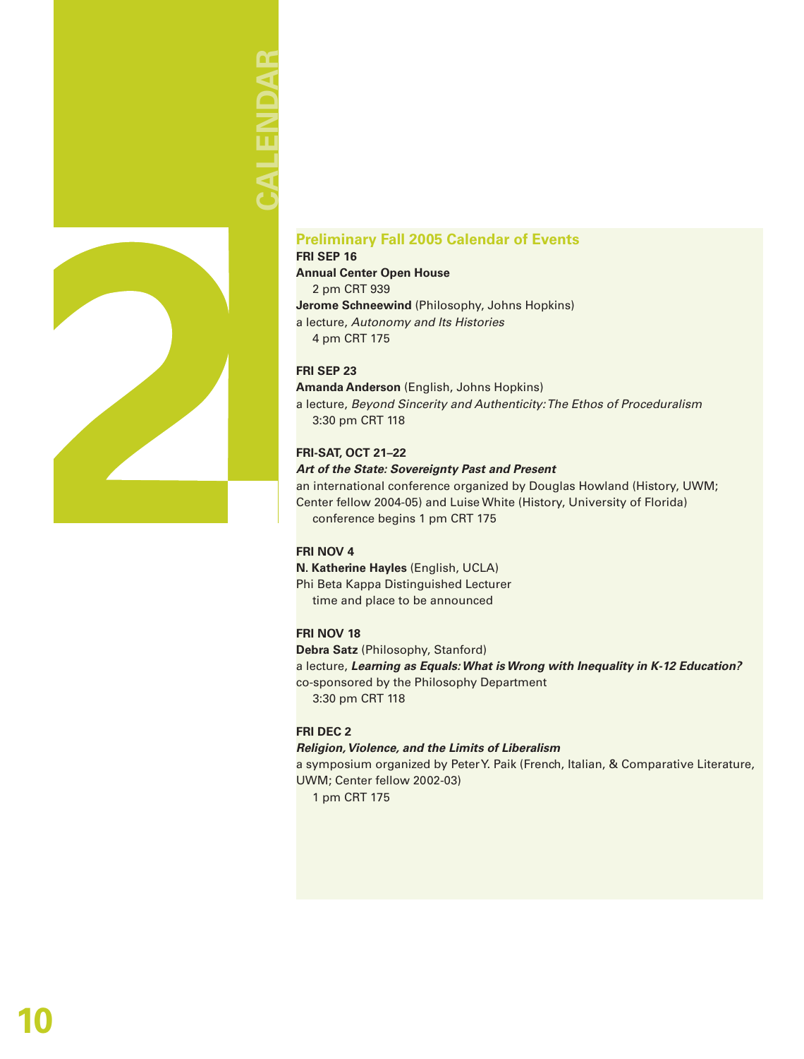# CALENDAR

## Preliminary Fall 2005 Calendar of Events

**FRI SEP 16**

**Annual Center Open House**
2 pm CRT 939

**Jerome Schneewind** (Philosophy, Johns Hopkins)
a lecture, *Autonomy and Its Histories*
4 pm CRT 175

**FRI SEP 23**

**Amanda Anderson** (English, Johns Hopkins)
a lecture, *Beyond Sincerity and Authenticity: The Ethos of Proceduralism*
3:30 pm CRT 118

**FRI-SAT, OCT 21–22**

***Art of the State: Sovereignty Past and Present***
an international conference organized by Douglas Howland (History, UWM; Center fellow 2004-05) and Luise White (History, University of Florida)
conference begins 1 pm CRT 175

**FRI NOV 4**

**N. Katherine Hayles** (English, UCLA)
Phi Beta Kappa Distinguished Lecturer
time and place to be announced

**FRI NOV 18**

**Debra Satz** (Philosophy, Stanford)
a lecture, ***Learning as Equals: What is Wrong with Inequality in K-12 Education?***
co-sponsored by the Philosophy Department
3:30 pm CRT 118

**FRI DEC 2**

***Religion, Violence, and the Limits of Liberalism***
a symposium organized by Peter Y. Paik (French, Italian, & Comparative Literature, UWM; Center fellow 2002-03)
1 pm CRT 175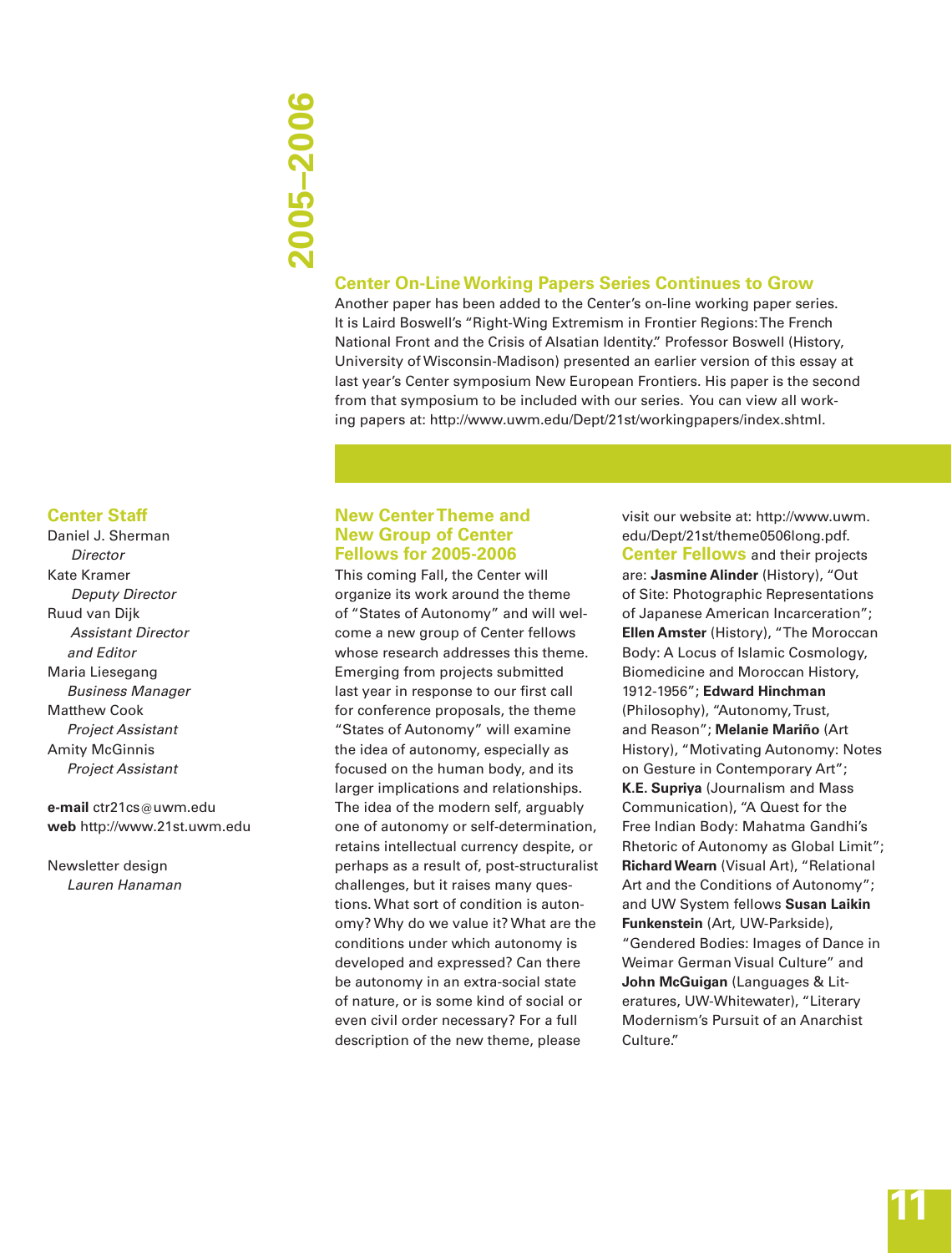2005–2006

## Center On-Line Working Papers Series Continues to Grow

Another paper has been added to the Center's on-line working paper series. It is Laird Boswell's "Right-Wing Extremism in Frontier Regions: The French National Front and the Crisis of Alsatian Identity." Professor Boswell (History, University of Wisconsin-Madison) presented an earlier version of this essay at last year's Center symposium New European Frontiers. His paper is the second from that symposium to be included with our series. You can view all working papers at: http://www.uwm.edu/Dept/21st/workingpapers/index.shtml.

## Center Staff

Daniel J. Sherman
*Director*

Kate Kramer
*Deputy Director*

Ruud van Dijk
*Assistant Director and Editor*

Maria Liesegang
*Business Manager*

Matthew Cook
*Project Assistant*

Amity McGinnis
*Project Assistant*

**e-mail** ctr21cs@uwm.edu
**web** http://www.21st.uwm.edu

Newsletter design
*Lauren Hanaman*

## New Center Theme and New Group of Center Fellows for 2005-2006

This coming Fall, the Center will organize its work around the theme of "States of Autonomy" and will welcome a new group of Center fellows whose research addresses this theme. Emerging from projects submitted last year in response to our first call for conference proposals, the theme "States of Autonomy" will examine the idea of autonomy, especially as focused on the human body, and its larger implications and relationships. The idea of the modern self, arguably one of autonomy or self-determination, retains intellectual currency despite, or perhaps as a result of, post-structuralist challenges, but it raises many questions. What sort of condition is autonomy? Why do we value it? What are the conditions under which autonomy is developed and expressed? Can there be autonomy in an extra-social state of nature, or is some kind of social or even civil order necessary? For a full description of the new theme, please visit our website at: http://www.uwm.edu/Dept/21st/theme0506long.pdf.

**Center Fellows** and their projects are: **Jasmine Alinder** (History), "Out of Site: Photographic Representations of Japanese American Incarceration"; **Ellen Amster** (History), "The Moroccan Body: A Locus of Islamic Cosmology, Biomedicine and Moroccan History, 1912-1956"; **Edward Hinchman** (Philosophy), "Autonomy, Trust, and Reason"; **Melanie Mariño** (Art History), "Motivating Autonomy: Notes on Gesture in Contemporary Art"; **K.E. Supriya** (Journalism and Mass Communication), "A Quest for the Free Indian Body: Mahatma Gandhi's Rhetoric of Autonomy as Global Limit"; **Richard Wearn** (Visual Art), "Relational Art and the Conditions of Autonomy"; and UW System fellows **Susan Laikin Funkenstein** (Art, UW-Parkside), "Gendered Bodies: Images of Dance in Weimar German Visual Culture" and **John McGuigan** (Languages & Literatures, UW-Whitewater), "Literary Modernism's Pursuit of an Anarchist Culture."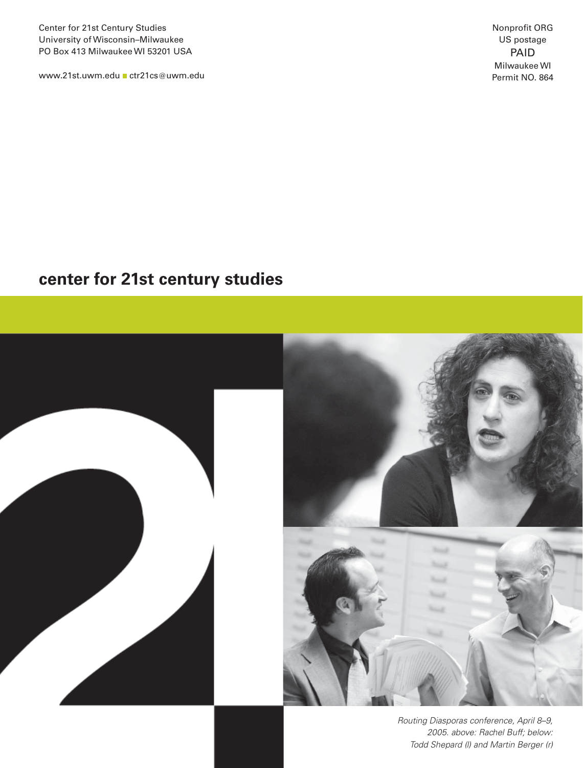Center for 21st Century Studies
University of Wisconsin–Milwaukee
PO Box 413 Milwaukee WI 53201 USA

www.21st.uwm.edu ■ ctr21cs@uwm.edu

Nonprofit ORG
US postage
PAID
Milwaukee WI
Permit NO. 864

## center for 21st century studies

*Routing Diasporas conference, April 8–9, 2005. above: Rachel Buff; below: Todd Shepard (l) and Martin Berger (r)*